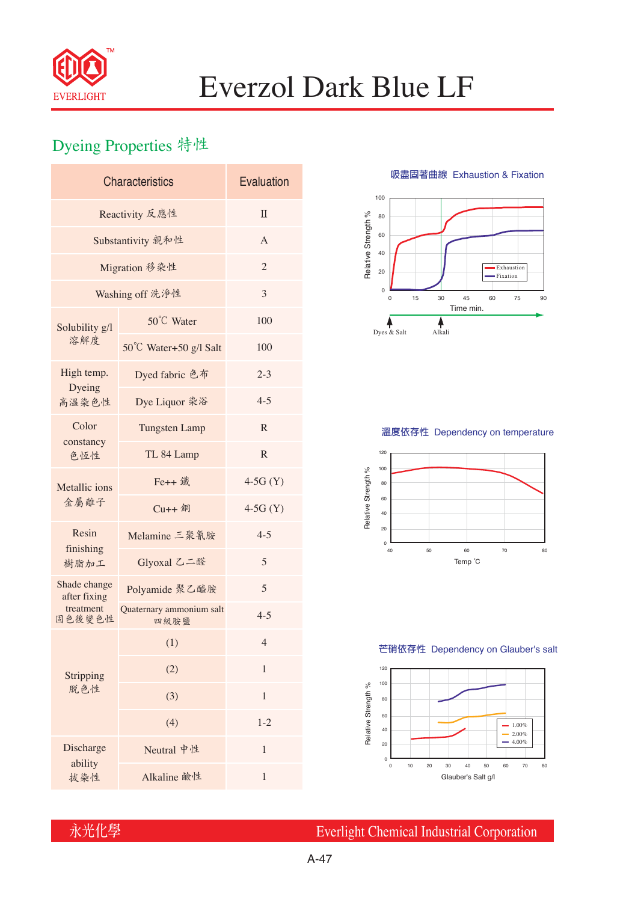# Everzol Dark Blue LF

## Dyeing Properties 特性

| Characteristics | | Evaluation |
|---|---|---|
| Reactivity 反應性 | | II |
| Substantivity 親和性 | | A |
| Migration 移染性 | | 2 |
| Washing off 洗淨性 | | 3 |
| Solubility g/l 溶解度 | 50℃ Water | 100 |
| | 50℃ Water+50 g/l Salt | 100 |
| High temp. Dyeing 高溫染色性 | Dyed fabric 色布 | 2-3 |
| | Dye Liquor 染浴 | 4-5 |
| Color constancy 色恆性 | Tungsten Lamp | R |
| | TL 84 Lamp | R |
| Metallic ions 金屬離子 | Fe++ 鐵 | 4-5G (Y) |
| | Cu++ 銅 | 4-5G (Y) |
| Resin finishing 樹脂加工 | Melamine 三聚氰胺 | 4-5 |
| | Glyoxal 乙二醛 | 5 |
| Shade change after fixing treatment 固色後變色性 | Polyamide 聚乙醯胺 | 5 |
| | Quaternary ammonium salt 四級胺鹽 | 4-5 |
| Stripping 脫色性 | (1) | 4 |
| | (2) | 1 |
| | (3) | 1 |
| | (4) | 1-2 |
| Discharge ability 拔染性 | Neutral 中性 | 1 |
| | Alkaline 鹼性 | 1 |

### 吸盡固著曲線 Exhaustion & Fixation

### 溫度依存性 Dependency on temperature

### 芒硝依存性 Dependency on Glauber's salt

永光化學 Everlight Chemical Industrial Corporation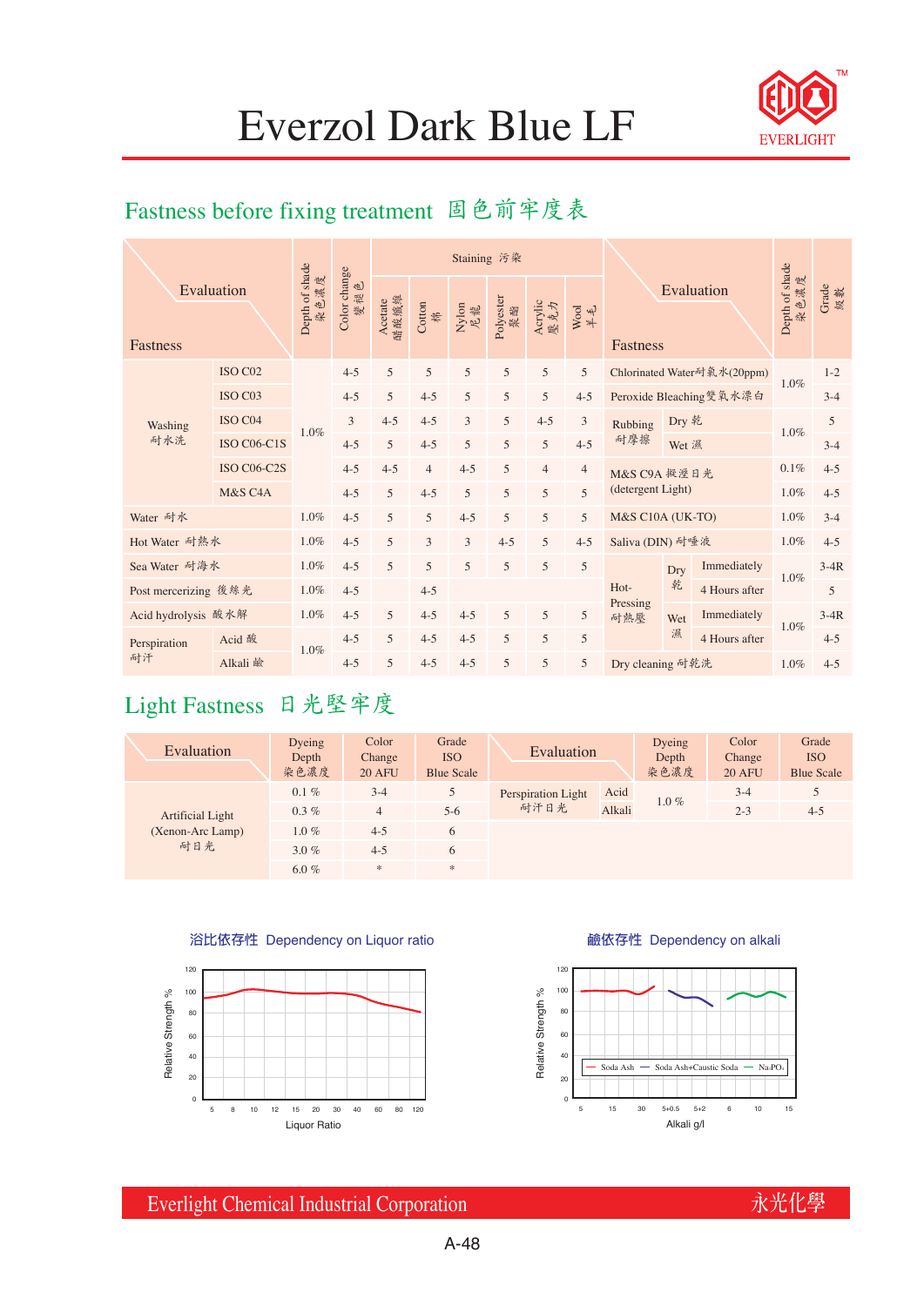# Everzol Dark Blue LF

EVERLIGHT

## Fastness before fixing treatment 固色前牢度表

| Fastness / Evaluation | | Depth of shade 染色濃度 | Color change 變褪色 | Staining 污染 Acetate 醋酸纖維 | Cotton 棉 | Nylon 尼龍 | Polyester 聚酯 | Acrylic 壓克力 | Wool 羊毛 |
|---|---|---|---|---|---|---|---|---|---|
| Washing 耐水洗 | ISO C02 | 1.0% | 4-5 | 5 | 5 | 5 | 5 | 5 | 5 |
| | ISO C03 | | 4-5 | 5 | 4-5 | 5 | 5 | 5 | 4-5 |
| | ISO C04 | | 3 | 4-5 | 4-5 | 3 | 5 | 4-5 | 3 |
| | ISO C06-C1S | | 4-5 | 5 | 4-5 | 5 | 5 | 5 | 4-5 |
| | ISO C06-C2S | | 4-5 | 4-5 | 4 | 4-5 | 5 | 4 | 4 |
| | M&S C4A | | 4-5 | 5 | 4-5 | 5 | 5 | 5 | 5 |
| Water 耐水 | | 1.0% | 4-5 | 5 | 5 | 4-5 | 5 | 5 | 5 |
| Hot Water 耐熱水 | | 1.0% | 4-5 | 5 | 3 | 3 | 4-5 | 5 | 4-5 |
| Sea Water 耐海水 | | 1.0% | 4-5 | 5 | 5 | 5 | 5 | 5 | 5 |
| Post mercerizing 後絲光 | | 1.0% | 4-5 | | 4-5 | | | | |
| Acid hydrolysis 酸水解 | | 1.0% | 4-5 | 5 | 4-5 | 4-5 | 5 | 5 | 5 |
| Perspiration 耐汗 | Acid 酸 | 1.0% | 4-5 | 5 | 4-5 | 4-5 | 5 | 5 | 5 |
| | Alkali 鹼 | | 4-5 | 5 | 4-5 | 4-5 | 5 | 5 | 5 |

| Fastness / Evaluation | | | Depth of shade 染色濃度 | Grade 級數 |
|---|---|---|---|---|
| Chlorinated Water耐氯水(20ppm) | | | 1.0% | 1-2 |
| Peroxide Bleaching雙氧水漂白 | | | | 3-4 |
| Rubbing 耐摩擦 | Dry 乾 | | 1.0% | 5 |
| | Wet 濕 | | | 3-4 |
| M&S C9A 擬浸日光 (detergent Light) | | | 0.1% | 4-5 |
| | | | 1.0% | 4-5 |
| M&S C10A (UK-TO) | | | 1.0% | 3-4 |
| Saliva (DIN) 耐唾液 | | | 1.0% | 4-5 |
| Hot-Pressing 耐熱壓 | Dry 乾 | Immediately | 1.0% | 3-4R |
| | | 4 Hours after | | 5 |
| | Wet 濕 | Immediately | 1.0% | 3-4R |
| | | 4 Hours after | | 4-5 |
| Dry cleaning 耐乾洗 | | | 1.0% | 4-5 |

## Light Fastness 日光堅牢度

| Evaluation | Dyeing Depth 染色濃度 | Color Change 20 AFU | Grade ISO Blue Scale |
|---|---|---|---|
| Artificial Light (Xenon-Arc Lamp) 耐日光 | 0.1 % | 3-4 | 5 |
| | 0.3 % | 4 | 5-6 |
| | 1.0 % | 4-5 | 6 |
| | 3.0 % | 4-5 | 6 |
| | 6.0 % | * | * |

| Evaluation | | Dyeing Depth 染色濃度 | Color Change 20 AFU | Grade ISO Blue Scale |
|---|---|---|---|---|
| Perspiration Light 耐汗日光 | Acid | 1.0 % | 3-4 | 5 |
| | Alkali | | 2-3 | 4-5 |

浴比依存性 Dependency on Liquor ratio

Relative Strength %

120, 100, 80, 60, 40, 20, 0

5, 8, 10, 12, 15, 20, 30, 40, 60, 80, 120

Liquor Ratio

鹼依存性 Dependency on alkali

Relative Strength %

120, 100, 80, 60, 40, 20, 0

Soda Ash — Soda Ash+Caustic Soda — $Na_3PO_4$

5, 15, 30, 5+0.5, 5+2, 6, 10, 15

Alkali g/l

Everlight Chemical Industrial Corporation 永光化學